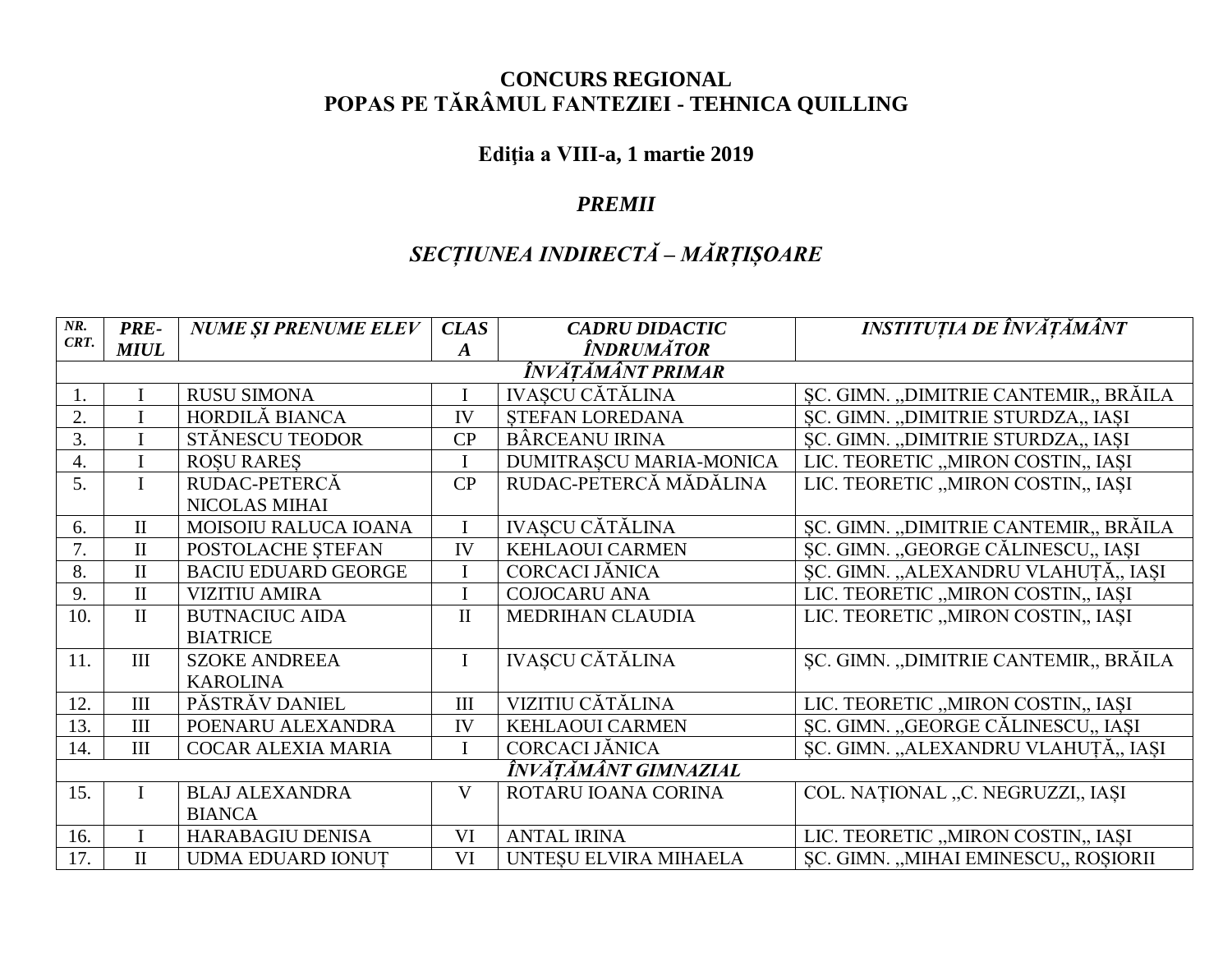**CONCURS REGIONAL**
**POPAS PE TĂRÂMUL FANTEZIEI - TEHNICA QUILLING**

**Ediţia a VIII-a, 1 martie 2019**

***PREMII***

***SECȚIUNEA INDIRECTĂ – MĂRȚIȘOARE***

| *NR. CRT.* | *PRE-MIUL* | *NUME ȘI PRENUME ELEV* | *CLASA* | *CADRU DIDACTIC ÎNDRUMĂTOR* | *INSTITUȚIA DE ÎNVĂȚĂMÂNT* |
|---|---|---|---|---|---|
| | | ***ÎNVĂȚĂMÂNT PRIMAR*** | | | |
| 1. | I | RUSU SIMONA | I | IVAȘCU CĂTĂLINA | ȘC. GIMN. ,,DIMITRIE CANTEMIR,, BRĂILA |
| 2. | I | HORDILĂ BIANCA | IV | ȘTEFAN LOREDANA | ȘC. GIMN. ,,DIMITRIE STURDZA,, IAȘI |
| 3. | I | STĂNESCU TEODOR | CP | BÂRCEANU IRINA | ȘC. GIMN. ,,DIMITRIE STURDZA,, IAȘI |
| 4. | I | ROȘU RAREȘ | I | DUMITRAȘCU MARIA-MONICA | LIC. TEORETIC ,,MIRON COSTIN,, IAȘI |
| 5. | I | RUDAC-PETERCĂ NICOLAS MIHAI | CP | RUDAC-PETERCĂ MĂDĂLINA | LIC. TEORETIC ,,MIRON COSTIN,, IAȘI |
| 6. | II | MOISOIU RALUCA IOANA | I | IVAȘCU CĂTĂLINA | ȘC. GIMN. ,,DIMITRIE CANTEMIR,, BRĂILA |
| 7. | II | POSTOLACHE ȘTEFAN | IV | KEHLAOUI CARMEN | ȘC. GIMN. ,,GEORGE CĂLINESCU,, IAȘI |
| 8. | II | BACIU EDUARD GEORGE | I | CORCACI JĂNICA | ȘC. GIMN. ,,ALEXANDRU VLAHUȚĂ,, IAȘI |
| 9. | II | VIZITIU AMIRA | I | COJOCARU ANA | LIC. TEORETIC ,,MIRON COSTIN,, IAȘI |
| 10. | II | BUTNACIUC AIDA BIATRICE | II | MEDRIHAN CLAUDIA | LIC. TEORETIC ,,MIRON COSTIN,, IAȘI |
| 11. | III | SZOKE ANDREEA KAROLINA | I | IVAȘCU CĂTĂLINA | ȘC. GIMN. ,,DIMITRIE CANTEMIR,, BRĂILA |
| 12. | III | PĂSTRĂV DANIEL | III | VIZITIU CĂTĂLINA | LIC. TEORETIC ,,MIRON COSTIN,, IAȘI |
| 13. | III | POENARU ALEXANDRA | IV | KEHLAOUI CARMEN | ȘC. GIMN. ,,GEORGE CĂLINESCU,, IAȘI |
| 14. | III | COCAR ALEXIA MARIA | I | CORCACI JĂNICA | ȘC. GIMN. ,,ALEXANDRU VLAHUȚĂ,, IAȘI |
| | | ***ÎNVĂȚĂMÂNT GIMNAZIAL*** | | | |
| 15. | I | BLAJ ALEXANDRA BIANCA | V | ROTARU IOANA CORINA | COL. NAȚIONAL ,,C. NEGRUZZI,, IAȘI |
| 16. | I | HARABAGIU DENISA | VI | ANTAL IRINA | LIC. TEORETIC ,,MIRON COSTIN,, IAȘI |
| 17. | II | UDMA EDUARD IONUȚ | VI | UNTEȘU ELVIRA MIHAELA | ȘC. GIMN. ,,MIHAI EMINESCU,, ROȘIORII |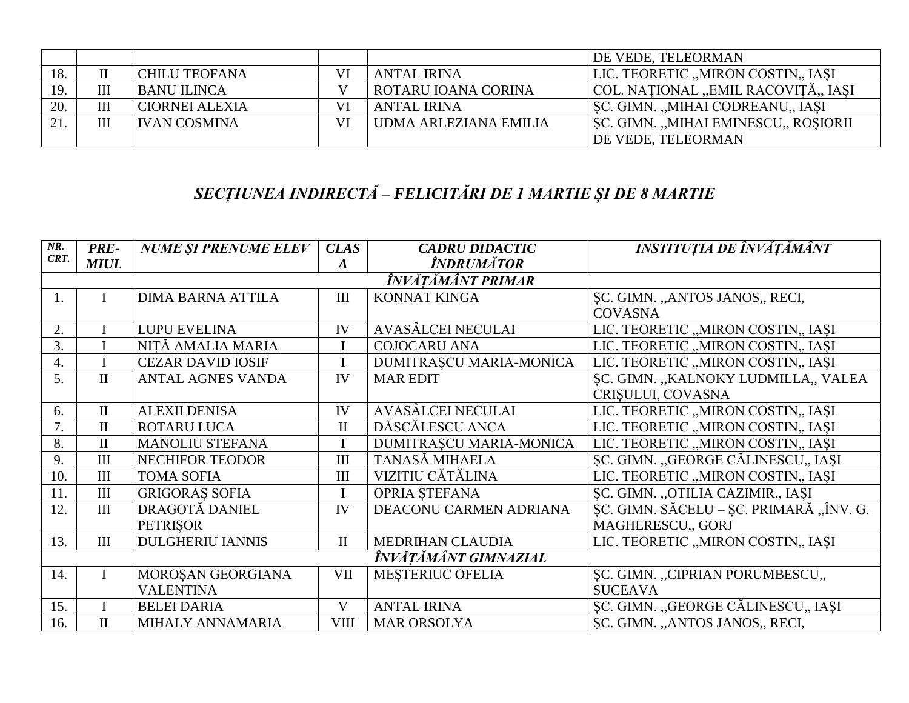| | | | | | DE VEDE, TELEORMAN |
|---|---|---|---|---|---|
| 18. | II | CHILU TEOFANA | VI | ANTAL IRINA | LIC. TEORETIC ,,MIRON COSTIN,, IAȘI |
| 19. | III | BANU ILINCA | V | ROTARU IOANA CORINA | COL. NAȚIONAL ,,EMIL RACOVIȚĂ,, IAȘI |
| 20. | III | CIORNEI ALEXIA | VI | ANTAL IRINA | ȘC. GIMN. ,,MIHAI CODREANU,, IAȘI |
| 21. | III | IVAN COSMINA | VI | UDMA ARLEZIANA EMILIA | ȘC. GIMN. ,,MIHAI EMINESCU,, ROȘIORII DE VEDE, TELEORMAN |

## *SECȚIUNEA INDIRECTĂ – FELICITĂRI DE 1 MARTIE ȘI DE 8 MARTIE*

| *NR. CRT.* | *PRE-MIUL* | *NUME ȘI PRENUME ELEV* | *CLASA* | *CADRU DIDACTIC ÎNDRUMĂTOR* | *INSTITUȚIA DE ÎNVĂȚĂMÂNT* |
|---|---|---|---|---|---|
| | | | *ÎNVĂȚĂMÂNT PRIMAR* | | |
| 1. | I | DIMA BARNA ATTILA | III | KONNAT KINGA | ȘC. GIMN. ,,ANTOS JANOS,, RECI, COVASNA |
| 2. | I | LUPU EVELINA | IV | AVASÂLCEI NECULAI | LIC. TEORETIC ,,MIRON COSTIN,, IAȘI |
| 3. | I | NIȚĂ AMALIA MARIA | I | COJOCARU ANA | LIC. TEORETIC ,,MIRON COSTIN,, IAȘI |
| 4. | I | CEZAR DAVID IOSIF | I | DUMITRAȘCU MARIA-MONICA | LIC. TEORETIC ,,MIRON COSTIN,, IAȘI |
| 5. | II | ANTAL AGNES VANDA | IV | MAR EDIT | ȘC. GIMN. ,,KALNOKY LUDMILLA,, VALEA CRIȘULUI, COVASNA |
| 6. | II | ALEXII DENISA | IV | AVASÂLCEI NECULAI | LIC. TEORETIC ,,MIRON COSTIN,, IAȘI |
| 7. | II | ROTARU LUCA | II | DĂSCĂLESCU ANCA | LIC. TEORETIC ,,MIRON COSTIN,, IAȘI |
| 8. | II | MANOLIU STEFANA | I | DUMITRAȘCU MARIA-MONICA | LIC. TEORETIC ,,MIRON COSTIN,, IAȘI |
| 9. | III | NECHIFOR TEODOR | III | TANASĂ MIHAELA | ȘC. GIMN. ,,GEORGE CĂLINESCU,, IAȘI |
| 10. | III | TOMA SOFIA | III | VIZITIU CĂTĂLINA | LIC. TEORETIC ,,MIRON COSTIN,, IAȘI |
| 11. | III | GRIGORAȘ SOFIA | I | OPRIA ȘTEFANA | ȘC. GIMN. ,,OTILIA CAZIMIR,, IAȘI |
| 12. | III | DRAGOTĂ DANIEL PETRIȘOR | IV | DEACONU CARMEN ADRIANA | ȘC. GIMN. SĂCELU – ȘC. PRIMARĂ ,,ÎNV. G. MAGHERESCU,, GORJ |
| 13. | III | DULGHERIU IANNIS | II | MEDRIHAN CLAUDIA | LIC. TEORETIC ,,MIRON COSTIN,, IAȘI |
| | | | *ÎNVĂȚĂMÂNT GIMNAZIAL* | | |
| 14. | I | MOROȘAN GEORGIANA VALENTINA | VII | MEȘTERIUC OFELIA | ȘC. GIMN. ,,CIPRIAN PORUMBESCU,, SUCEAVA |
| 15. | I | BELEI DARIA | V | ANTAL IRINA | ȘC. GIMN. ,,GEORGE CĂLINESCU,, IAȘI |
| 16. | II | MIHALY ANNAMARIA | VIII | MAR ORSOLYA | ȘC. GIMN. ,,ANTOS JANOS,, RECI, |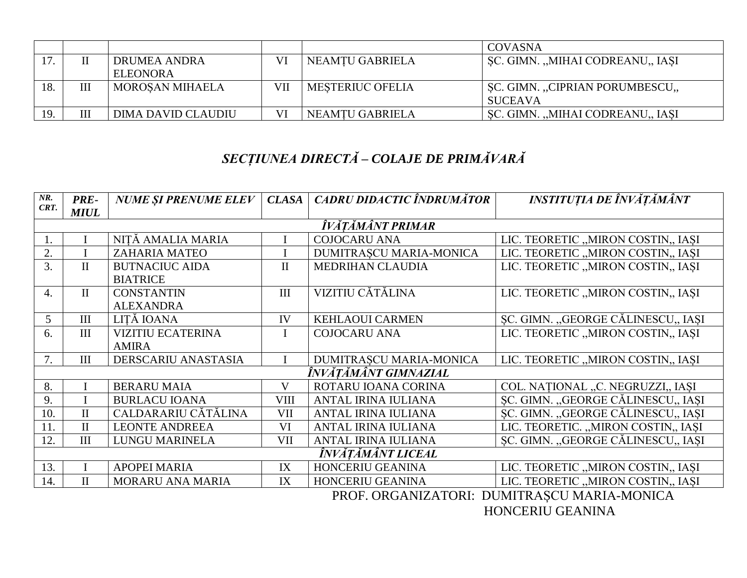| | | | | | |
|---|---|---|---|---|---|
| | | | | | COVASNA |
| 17. | II | DRUMEA ANDRA ELEONORA | VI | NEAMȚU GABRIELA | ȘC. GIMN. ,,MIHAI CODREANU,, IAȘI |
| 18. | III | MOROȘAN MIHAELA | VII | MEȘTERIUC OFELIA | ȘC. GIMN. ,,CIPRIAN PORUMBESCU,, SUCEAVA |
| 19. | III | DIMA DAVID CLAUDIU | VI | NEAMȚU GABRIELA | ȘC. GIMN. ,,MIHAI CODREANU,, IAȘI |

## *SECȚIUNEA DIRECTĂ – COLAJE DE PRIMĂVARĂ*

| *NR. CRT.* | *PRE-MIUL* | *NUME ȘI PRENUME ELEV* | *CLASA* | *CADRU DIDACTIC ÎNDRUMĂTOR* | *INSTITUȚIA DE ÎNVĂȚĂMÂNT* |
|---|---|---|---|---|---|
| | | ***ÎVĂȚĂMÂNT PRIMAR*** | | | |
| 1. | I | NIȚĂ AMALIA MARIA | I | COJOCARU ANA | LIC. TEORETIC ,,MIRON COSTIN,, IAȘI |
| 2. | I | ZAHARIA MATEO | I | DUMITRAȘCU MARIA-MONICA | LIC. TEORETIC ,,MIRON COSTIN,, IAȘI |
| 3. | II | BUTNACIUC AIDA BIATRICE | II | MEDRIHAN CLAUDIA | LIC. TEORETIC ,,MIRON COSTIN,, IAȘI |
| 4. | II | CONSTANTIN ALEXANDRA | III | VIZITIU CĂTĂLINA | LIC. TEORETIC ,,MIRON COSTIN,, IAȘI |
| 5 | III | LIȚĂ IOANA | IV | KEHLAOUI CARMEN | ȘC. GIMN. ,,GEORGE CĂLINESCU,, IAȘI |
| 6. | III | VIZITIU ECATERINA AMIRA | I | COJOCARU ANA | LIC. TEORETIC ,,MIRON COSTIN,, IAȘI |
| 7. | III | DERSCARIU ANASTASIA | I | DUMITRAȘCU MARIA-MONICA | LIC. TEORETIC ,,MIRON COSTIN,, IAȘI |
| | | ***ÎNVĂȚĂMÂNT GIMNAZIAL*** | | | |
| 8. | I | BERARU MAIA | V | ROTARU IOANA CORINA | COL. NAȚIONAL ,,C. NEGRUZZI,, IAȘI |
| 9. | I | BURLACU IOANA | VIII | ANTAL IRINA IULIANA | ȘC. GIMN. ,,GEORGE CĂLINESCU,, IAȘI |
| 10. | II | CALDARARIU CĂTĂLINA | VII | ANTAL IRINA IULIANA | ȘC. GIMN. ,,GEORGE CĂLINESCU,, IAȘI |
| 11. | II | LEONTE ANDREEA | VI | ANTAL IRINA IULIANA | LIC. TEORETIC. ,,MIRON COSTIN,, IAȘI |
| 12. | III | LUNGU MARINELA | VII | ANTAL IRINA IULIANA | ȘC. GIMN. ,,GEORGE CĂLINESCU,, IAȘI |
| | | ***ÎNVĂȚĂMÂNT LICEAL*** | | | |
| 13. | I | APOPEI MARIA | IX | HONCERIU GEANINA | LIC. TEORETIC ,,MIRON COSTIN,, IAȘI |
| 14. | II | MORARU ANA MARIA | IX | HONCERIU GEANINA | LIC. TEORETIC ,,MIRON COSTIN,, IAȘI |

PROF. ORGANIZATORI: DUMITRAȘCU MARIA-MONICA
HONCERIU GEANINA